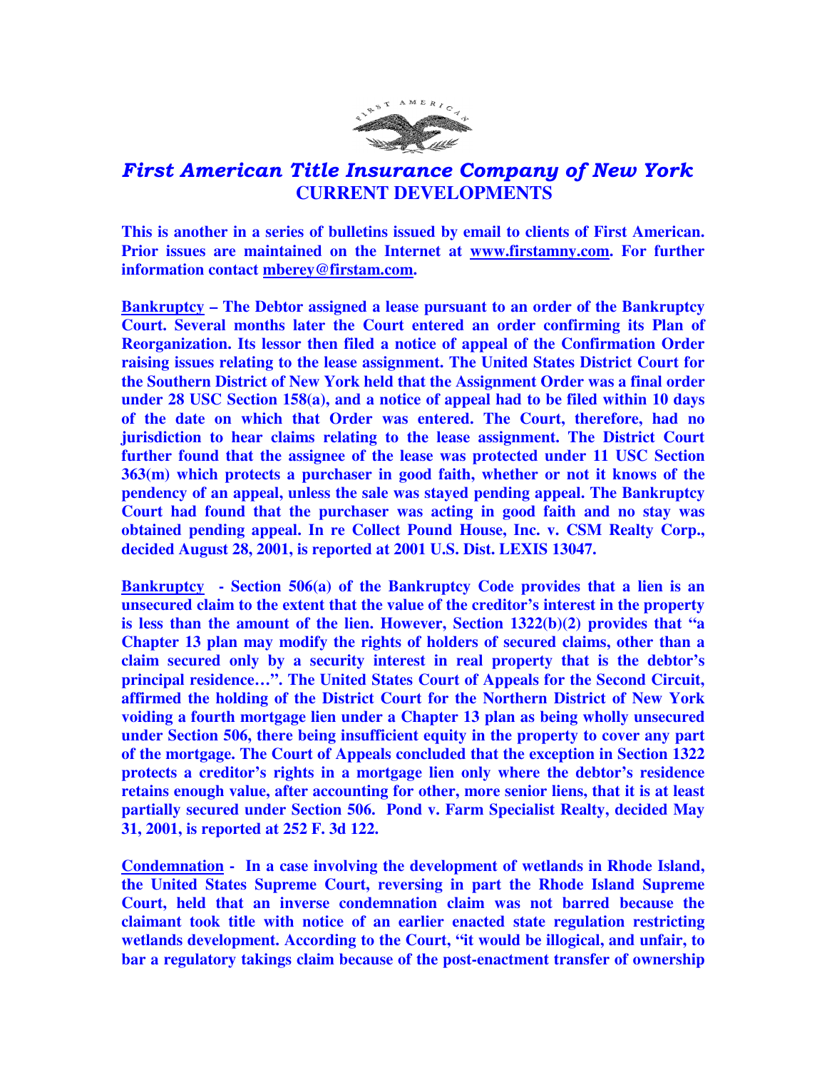# *First American Title Insurance Company of New York*

## CURRENT DEVELOPMENTS

**This is another in a series of bulletins issued by email to clients of First American. Prior issues are maintained on the Internet at www.firstamny.com. For further information contact mberey@firstam.com.**

**Bankruptcy – The Debtor assigned a lease pursuant to an order of the Bankruptcy Court. Several months later the Court entered an order confirming its Plan of Reorganization. Its lessor then filed a notice of appeal of the Confirmation Order raising issues relating to the lease assignment. The United States District Court for the Southern District of New York held that the Assignment Order was a final order under 28 USC Section 158(a), and a notice of appeal had to be filed within 10 days of the date on which that Order was entered. The Court, therefore, had no jurisdiction to hear claims relating to the lease assignment. The District Court further found that the assignee of the lease was protected under 11 USC Section 363(m) which protects a purchaser in good faith, whether or not it knows of the pendency of an appeal, unless the sale was stayed pending appeal. The Bankruptcy Court had found that the purchaser was acting in good faith and no stay was obtained pending appeal. In re Collect Pound House, Inc. v. CSM Realty Corp., decided August 28, 2001, is reported at 2001 U.S. Dist. LEXIS 13047.**

**Bankruptcy - Section 506(a) of the Bankruptcy Code provides that a lien is an unsecured claim to the extent that the value of the creditor's interest in the property is less than the amount of the lien. However, Section 1322(b)(2) provides that "a Chapter 13 plan may modify the rights of holders of secured claims, other than a claim secured only by a security interest in real property that is the debtor's principal residence…". The United States Court of Appeals for the Second Circuit, affirmed the holding of the District Court for the Northern District of New York voiding a fourth mortgage lien under a Chapter 13 plan as being wholly unsecured under Section 506, there being insufficient equity in the property to cover any part of the mortgage. The Court of Appeals concluded that the exception in Section 1322 protects a creditor's rights in a mortgage lien only where the debtor's residence retains enough value, after accounting for other, more senior liens, that it is at least partially secured under Section 506. Pond v. Farm Specialist Realty, decided May 31, 2001, is reported at 252 F. 3d 122.**

**Condemnation - In a case involving the development of wetlands in Rhode Island, the United States Supreme Court, reversing in part the Rhode Island Supreme Court, held that an inverse condemnation claim was not barred because the claimant took title with notice of an earlier enacted state regulation restricting wetlands development. According to the Court, "it would be illogical, and unfair, to bar a regulatory takings claim because of the post-enactment transfer of ownership**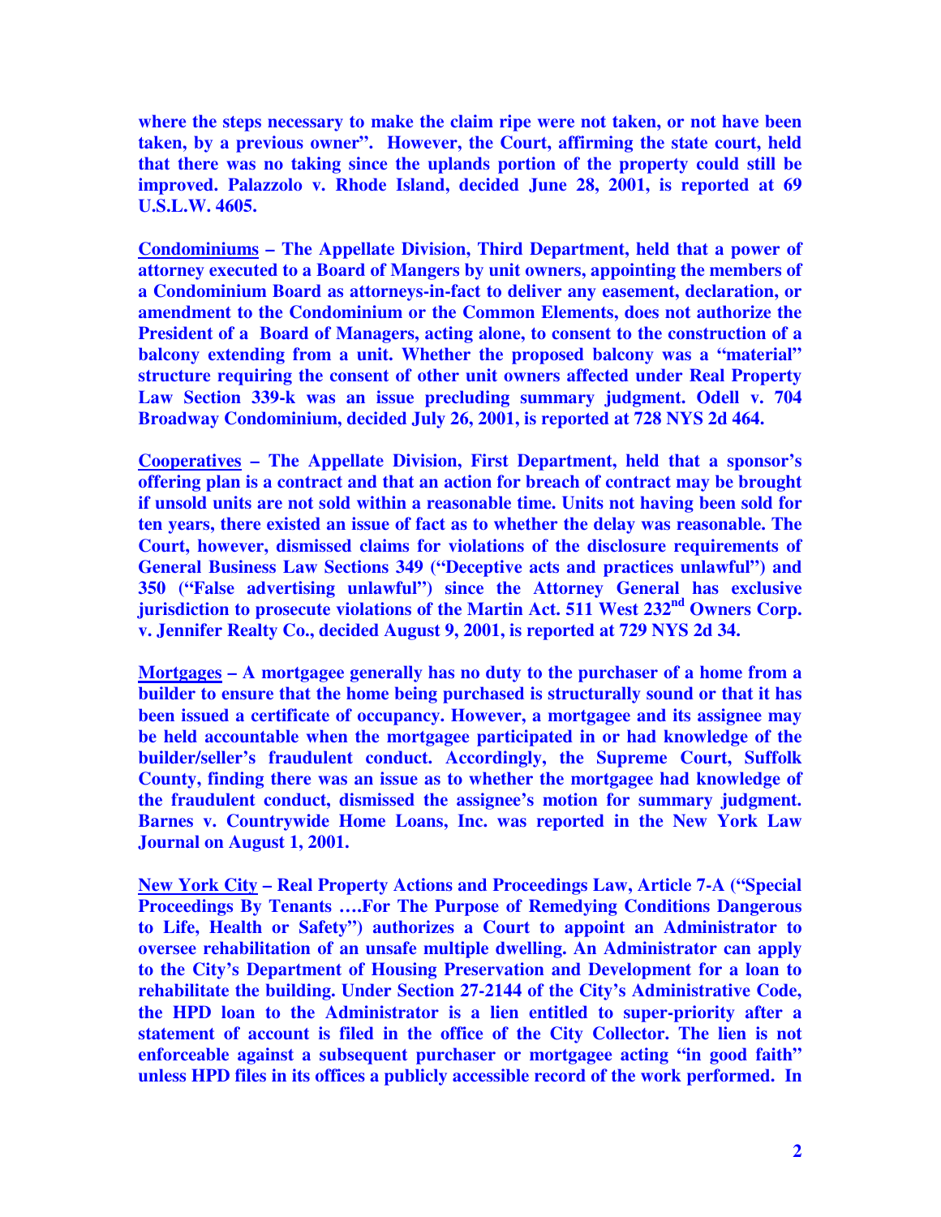**where the steps necessary to make the claim ripe were not taken, or not have been taken, by a previous owner". However, the Court, affirming the state court, held that there was no taking since the uplands portion of the property could still be improved. Palazzolo v. Rhode Island, decided June 28, 2001, is reported at 69 U.S.L.W. 4605.**

**<u>Condominiums</u> – The Appellate Division, Third Department, held that a power of attorney executed to a Board of Mangers by unit owners, appointing the members of a Condominium Board as attorneys-in-fact to deliver any easement, declaration, or amendment to the Condominium or the Common Elements, does not authorize the President of a Board of Managers, acting alone, to consent to the construction of a balcony extending from a unit. Whether the proposed balcony was a "material" structure requiring the consent of other unit owners affected under Real Property Law Section 339-k was an issue precluding summary judgment. Odell v. 704 Broadway Condominium, decided July 26, 2001, is reported at 728 NYS 2d 464.**

**<u>Cooperatives</u> – The Appellate Division, First Department, held that a sponsor's offering plan is a contract and that an action for breach of contract may be brought if unsold units are not sold within a reasonable time. Units not having been sold for ten years, there existed an issue of fact as to whether the delay was reasonable. The Court, however, dismissed claims for violations of the disclosure requirements of General Business Law Sections 349 ("Deceptive acts and practices unlawful") and 350 ("False advertising unlawful") since the Attorney General has exclusive jurisdiction to prosecute violations of the Martin Act. 511 West 232nd Owners Corp. v. Jennifer Realty Co., decided August 9, 2001, is reported at 729 NYS 2d 34.**

**<u>Mortgages</u> – A mortgagee generally has no duty to the purchaser of a home from a builder to ensure that the home being purchased is structurally sound or that it has been issued a certificate of occupancy. However, a mortgagee and its assignee may be held accountable when the mortgagee participated in or had knowledge of the builder/seller's fraudulent conduct. Accordingly, the Supreme Court, Suffolk County, finding there was an issue as to whether the mortgagee had knowledge of the fraudulent conduct, dismissed the assignee's motion for summary judgment. Barnes v. Countrywide Home Loans, Inc. was reported in the New York Law Journal on August 1, 2001.**

**<u>New York City</u> – Real Property Actions and Proceedings Law, Article 7-A ("Special Proceedings By Tenants ….For The Purpose of Remedying Conditions Dangerous to Life, Health or Safety") authorizes a Court to appoint an Administrator to oversee rehabilitation of an unsafe multiple dwelling. An Administrator can apply to the City's Department of Housing Preservation and Development for a loan to rehabilitate the building. Under Section 27-2144 of the City's Administrative Code, the HPD loan to the Administrator is a lien entitled to super-priority after a statement of account is filed in the office of the City Collector. The lien is not enforceable against a subsequent purchaser or mortgagee acting "in good faith" unless HPD files in its offices a publicly accessible record of the work performed. In**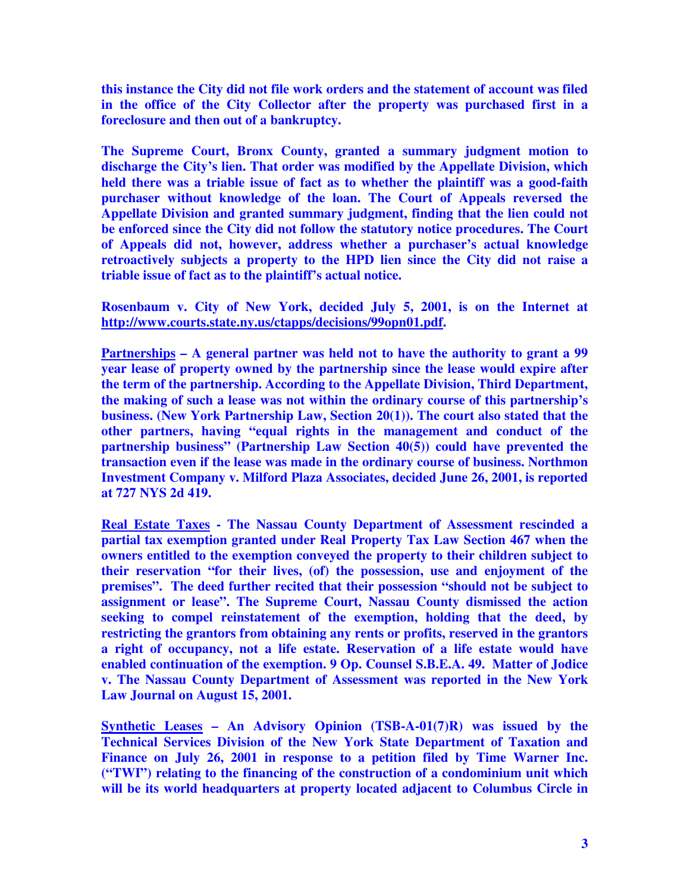**this instance the City did not file work orders and the statement of account was filed in the office of the City Collector after the property was purchased first in a foreclosure and then out of a bankruptcy.**

**The Supreme Court, Bronx County, granted a summary judgment motion to discharge the City's lien. That order was modified by the Appellate Division, which held there was a triable issue of fact as to whether the plaintiff was a good-faith purchaser without knowledge of the loan. The Court of Appeals reversed the Appellate Division and granted summary judgment, finding that the lien could not be enforced since the City did not follow the statutory notice procedures. The Court of Appeals did not, however, address whether a purchaser's actual knowledge retroactively subjects a property to the HPD lien since the City did not raise a triable issue of fact as to the plaintiff's actual notice.**

**Rosenbaum v. City of New York, decided July 5, 2001, is on the Internet at [http://www.courts.state.ny.us/ctapps/decisions/99opn01.pdf](http://www.courts.state.ny.us/ctapps/decisions/99opn01.pdf).**

**<u>Partnerships</u> – A general partner was held not to have the authority to grant a 99 year lease of property owned by the partnership since the lease would expire after the term of the partnership. According to the Appellate Division, Third Department, the making of such a lease was not within the ordinary course of this partnership's business. (New York Partnership Law, Section 20(1)). The court also stated that the other partners, having "equal rights in the management and conduct of the partnership business" (Partnership Law Section 40(5)) could have prevented the transaction even if the lease was made in the ordinary course of business. Northmon Investment Company v. Milford Plaza Associates, decided June 26, 2001, is reported at 727 NYS 2d 419.**

**<u>Real Estate Taxes</u> - The Nassau County Department of Assessment rescinded a partial tax exemption granted under Real Property Tax Law Section 467 when the owners entitled to the exemption conveyed the property to their children subject to their reservation "for their lives, (of) the possession, use and enjoyment of the premises". The deed further recited that their possession "should not be subject to assignment or lease". The Supreme Court, Nassau County dismissed the action seeking to compel reinstatement of the exemption, holding that the deed, by restricting the grantors from obtaining any rents or profits, reserved in the grantors a right of occupancy, not a life estate. Reservation of a life estate would have enabled continuation of the exemption. 9 Op. Counsel S.B.E.A. 49. Matter of Jodice v. The Nassau County Department of Assessment was reported in the New York Law Journal on August 15, 2001.**

**<u>Synthetic Leases</u> – An Advisory Opinion (TSB-A-01(7)R) was issued by the Technical Services Division of the New York State Department of Taxation and Finance on July 26, 2001 in response to a petition filed by Time Warner Inc. ("TWI") relating to the financing of the construction of a condominium unit which will be its world headquarters at property located adjacent to Columbus Circle in**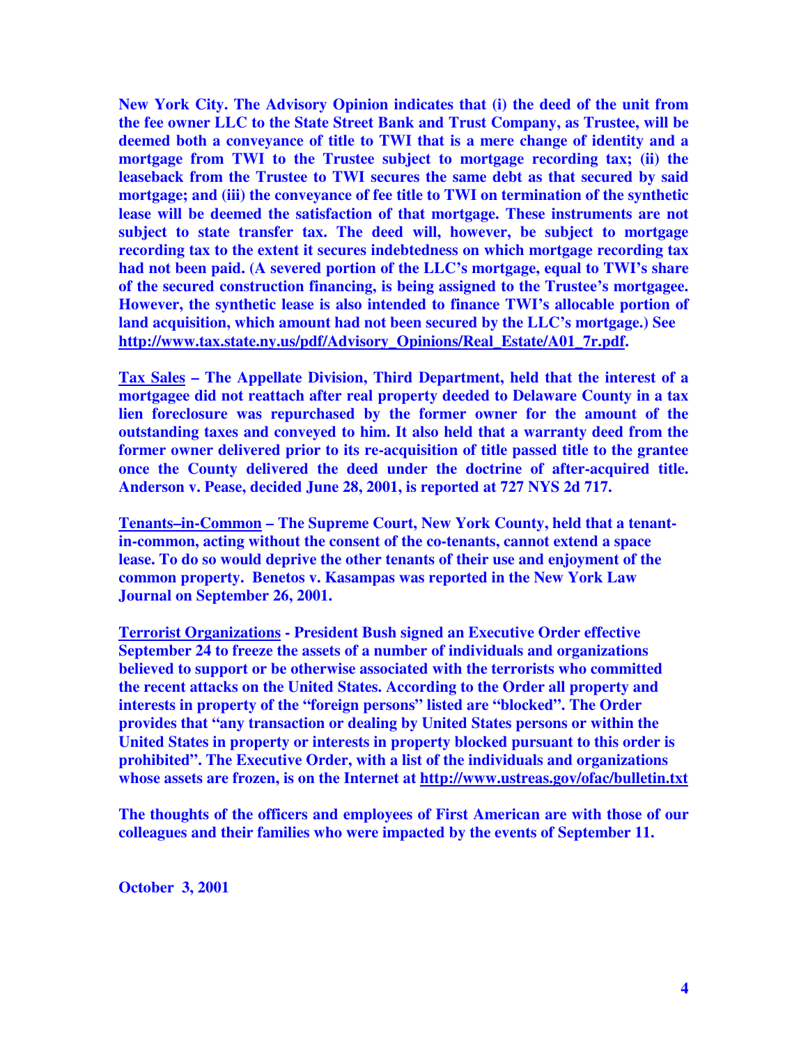**New York City. The Advisory Opinion indicates that (i) the deed of the unit from the fee owner LLC to the State Street Bank and Trust Company, as Trustee, will be deemed both a conveyance of title to TWI that is a mere change of identity and a mortgage from TWI to the Trustee subject to mortgage recording tax; (ii) the leaseback from the Trustee to TWI secures the same debt as that secured by said mortgage; and (iii) the conveyance of fee title to TWI on termination of the synthetic lease will be deemed the satisfaction of that mortgage. These instruments are not subject to state transfer tax. The deed will, however, be subject to mortgage recording tax to the extent it secures indebtedness on which mortgage recording tax had not been paid. (A severed portion of the LLC's mortgage, equal to TWI's share of the secured construction financing, is being assigned to the Trustee's mortgagee. However, the synthetic lease is also intended to finance TWI's allocable portion of land acquisition, which amount had not been secured by the LLC's mortgage.) See http://www.tax.state.ny.us/pdf/Advisory_Opinions/Real_Estate/A01_7r.pdf.**

**Tax Sales – The Appellate Division, Third Department, held that the interest of a mortgagee did not reattach after real property deeded to Delaware County in a tax lien foreclosure was repurchased by the former owner for the amount of the outstanding taxes and conveyed to him. It also held that a warranty deed from the former owner delivered prior to its re-acquisition of title passed title to the grantee once the County delivered the deed under the doctrine of after-acquired title. Anderson v. Pease, decided June 28, 2001, is reported at 727 NYS 2d 717.**

**Tenants–in-Common – The Supreme Court, New York County, held that a tenant-in-common, acting without the consent of the co-tenants, cannot extend a space lease. To do so would deprive the other tenants of their use and enjoyment of the common property. Benetos v. Kasampas was reported in the New York Law Journal on September 26, 2001.**

**Terrorist Organizations - President Bush signed an Executive Order effective September 24 to freeze the assets of a number of individuals and organizations believed to support or be otherwise associated with the terrorists who committed the recent attacks on the United States. According to the Order all property and interests in property of the "foreign persons" listed are "blocked". The Order provides that "any transaction or dealing by United States persons or within the United States in property or interests in property blocked pursuant to this order is prohibited". The Executive Order, with a list of the individuals and organizations whose assets are frozen, is on the Internet at http://www.ustreas.gov/ofac/bulletin.txt**

**The thoughts of the officers and employees of First American are with those of our colleagues and their families who were impacted by the events of September 11.**

**October 3, 2001**